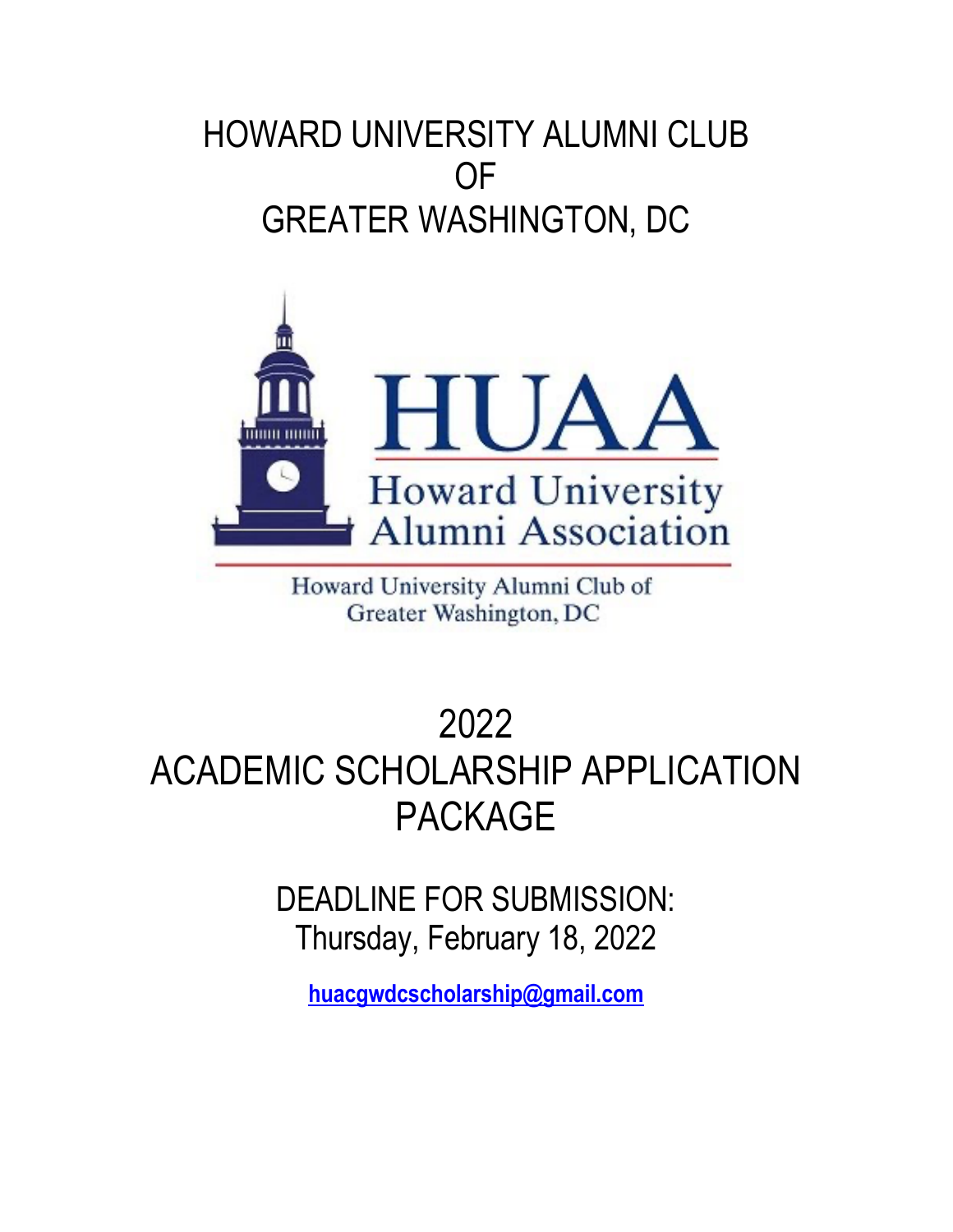# HOWARD UNIVERSITY ALUMNI CLUB OF GREATER WASHINGTON, DC

HUAA

Howard University Alumni Association

Howard University Alumni Club of Greater Washington, DC

# 2022 ACADEMIC SCHOLARSHIP APPLICATION PACKAGE

## DEADLINE FOR SUBMISSION: Thursday, February 18, 2022

**huacgwdcscholarship@gmail.com**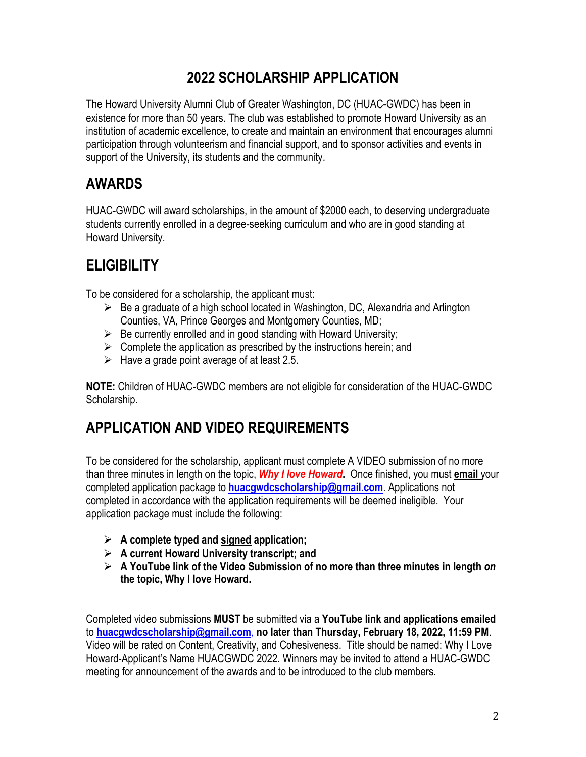# 2022 SCHOLARSHIP APPLICATION

The Howard University Alumni Club of Greater Washington, DC (HUAC-GWDC) has been in existence for more than 50 years. The club was established to promote Howard University as an institution of academic excellence, to create and maintain an environment that encourages alumni participation through volunteerism and financial support, and to sponsor activities and events in support of the University, its students and the community.

## AWARDS

HUAC-GWDC will award scholarships, in the amount of $2000 each, to deserving undergraduate students currently enrolled in a degree-seeking curriculum and who are in good standing at Howard University.

## ELIGIBILITY

To be considered for a scholarship, the applicant must:

- Be a graduate of a high school located in Washington, DC, Alexandria and Arlington Counties, VA, Prince Georges and Montgomery Counties, MD;
- Be currently enrolled and in good standing with Howard University;
- Complete the application as prescribed by the instructions herein; and
- Have a grade point average of at least 2.5.

**NOTE:** Children of HUAC-GWDC members are not eligible for consideration of the HUAC-GWDC Scholarship.

## APPLICATION AND VIDEO REQUIREMENTS

To be considered for the scholarship, applicant must complete A VIDEO submission of no more than three minutes in length on the topic, ***Why I love Howard.*** Once finished, you must **email** your completed application package to **huacgwdcscholarship@gmail.com**. Applications not completed in accordance with the application requirements will be deemed ineligible. Your application package must include the following:

- **A complete typed and signed application;**
- **A current Howard University transcript; and**
- **A YouTube link of the Video Submission of no more than three minutes in length *on* the topic, Why I love Howard.**

Completed video submissions **MUST** be submitted via a **YouTube link and applications emailed** to **huacgwdcscholarship@gmail.com**, **no later than Thursday, February 18, 2022, 11:59 PM**. Video will be rated on Content, Creativity, and Cohesiveness. Title should be named: Why I Love Howard-Applicant's Name HUACGWDC 2022. Winners may be invited to attend a HUAC-GWDC meeting for announcement of the awards and to be introduced to the club members.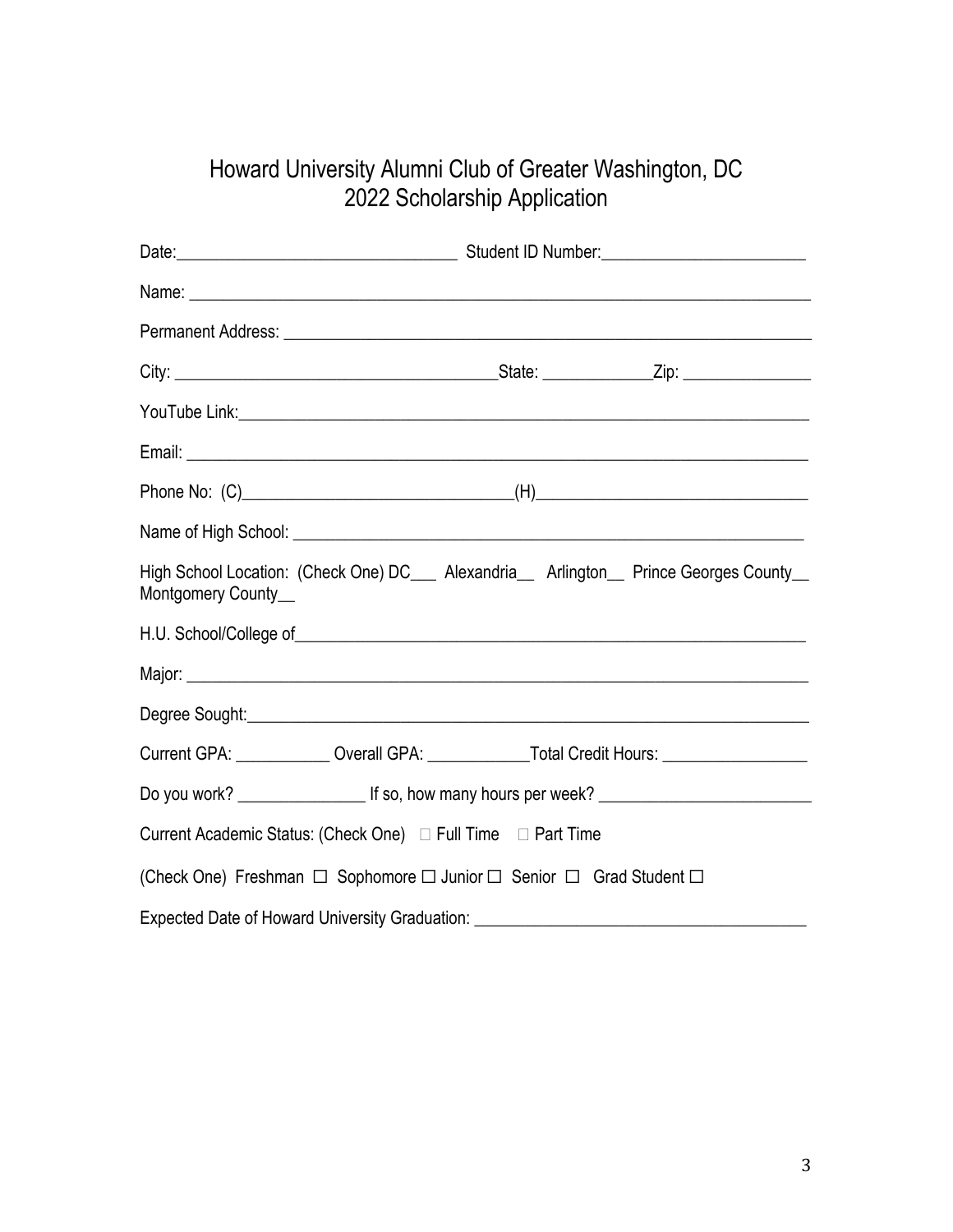# Howard University Alumni Club of Greater Washington, DC
# 2022 Scholarship Application

Date:_________________________________ Student ID Number:________________________

Name: ___________________________________________________________________________

Permanent Address: _______________________________________________________________

City: ______________________________________State: _____________Zip: _______________

YouTube Link:_____________________________________________________________________

Email: ____________________________________________________________________________

Phone No: (C)_______________________________(H)_______________________________

Name of High School: ______________________________________________________________

High School Location: (Check One) DC___ Alexandria__ Arlington__ Prince Georges County__ Montgomery County__

H.U. School/College of______________________________________________________________

Major: ____________________________________________________________________________

Degree Sought:_____________________________________________________________________

Current GPA: ___________ Overall GPA: ____________Total Credit Hours: ________________

Do you work? _______________ If so, how many hours per week? ________________________

Current Academic Status: (Check One) ☐ Full Time ☐ Part Time

(Check One) Freshman ☐ Sophomore ☐ Junior ☐ Senior ☐ Grad Student ☐

Expected Date of Howard University Graduation: ______________________________________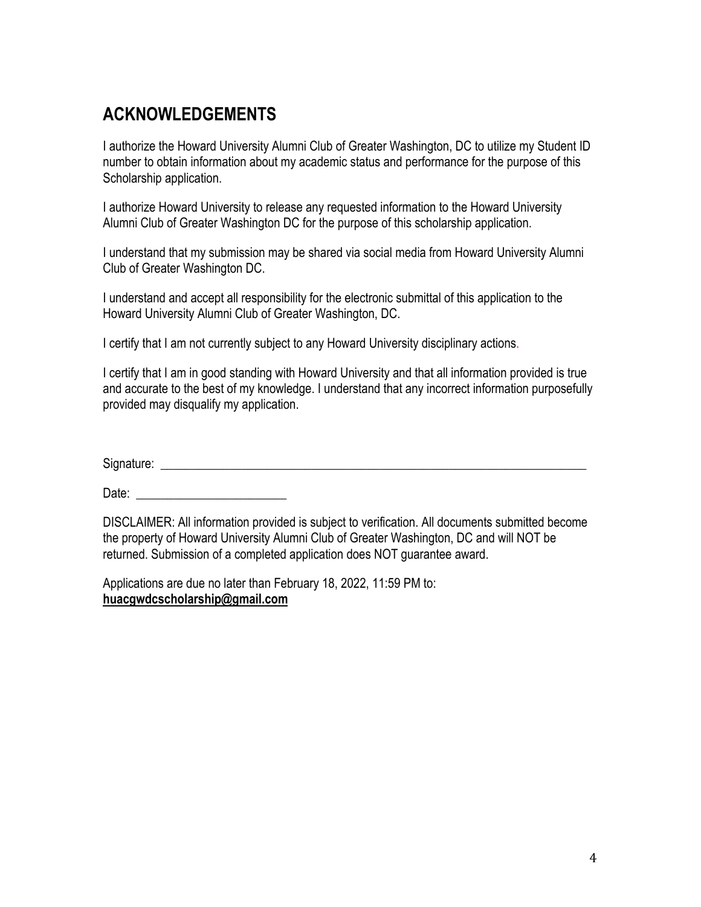## ACKNOWLEDGEMENTS

I authorize the Howard University Alumni Club of Greater Washington, DC to utilize my Student ID number to obtain information about my academic status and performance for the purpose of this Scholarship application.

I authorize Howard University to release any requested information to the Howard University Alumni Club of Greater Washington DC for the purpose of this scholarship application.

I understand that my submission may be shared via social media from Howard University Alumni Club of Greater Washington DC.

I understand and accept all responsibility for the electronic submittal of this application to the Howard University Alumni Club of Greater Washington, DC.

I certify that I am not currently subject to any Howard University disciplinary actions.

I certify that I am in good standing with Howard University and that all information provided is true and accurate to the best of my knowledge. I understand that any incorrect information purposefully provided may disqualify my application.

Signature: ______________________________________________________________________

Date: ________________________

DISCLAIMER: All information provided is subject to verification. All documents submitted become the property of Howard University Alumni Club of Greater Washington, DC and will NOT be returned. Submission of a completed application does NOT guarantee award.

Applications are due no later than February 18, 2022, 11:59 PM to:
**huacgwdcscholarship@gmail.com**